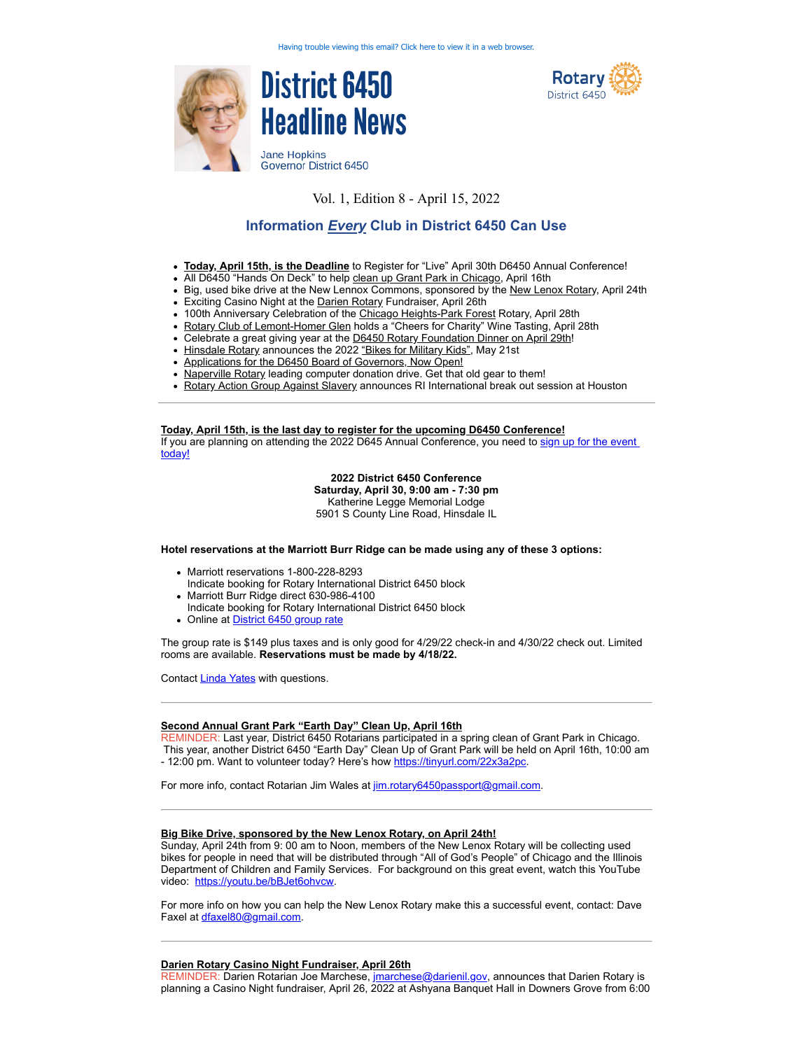Having trouble viewing this email? Click here to view it in a web browser.

# District 6450 Headline News

Jane Hopkins
Governor District 6450

Rotary
District 6450

Vol. 1, Edition 8 - April 15, 2022

## Information *Every* Club in District 6450 Can Use

- **Today, April 15th, is the Deadline** to Register for "Live" April 30th D6450 Annual Conference!
- All D6450 "Hands On Deck" to help clean up Grant Park in Chicago, April 16th
- Big, used bike drive at the New Lennox Commons, sponsored by the New Lenox Rotary, April 24th
- Exciting Casino Night at the Darien Rotary Fundraiser, April 26th
- 100th Anniversary Celebration of the Chicago Heights-Park Forest Rotary, April 28th
- Rotary Club of Lemont-Homer Glen holds a "Cheers for Charity" Wine Tasting, April 28th
- Celebrate a great giving year at the D6450 Rotary Foundation Dinner on April 29th!
- Hinsdale Rotary announces the 2022 "Bikes for Military Kids", May 21st
- Applications for the D6450 Board of Governors, Now Open!
- Naperville Rotary leading computer donation drive. Get that old gear to them!
- Rotary Action Group Against Slavery announces RI International break out session at Houston

---

**Today, April 15th, is the last day to register for the upcoming D6450 Conference!**
If you are planning on attending the 2022 D645 Annual Conference, you need to sign up for the event today!

**2022 District 6450 Conference**
**Saturday, April 30, 9:00 am - 7:30 pm**
Katherine Legge Memorial Lodge
5901 S County Line Road, Hinsdale IL

**Hotel reservations at the Marriott Burr Ridge can be made using any of these 3 options:**

- Marriott reservations 1-800-228-8293
  Indicate booking for Rotary International District 6450 block
- Marriott Burr Ridge direct 630-986-4100
  Indicate booking for Rotary International District 6450 block
- Online at District 6450 group rate

The group rate is $149 plus taxes and is only good for 4/29/22 check-in and 4/30/22 check out. Limited rooms are available. **Reservations must be made by 4/18/22.**

Contact Linda Yates with questions.

---

**Second Annual Grant Park "Earth Day" Clean Up, April 16th**
REMINDER: Last year, District 6450 Rotarians participated in a spring clean of Grant Park in Chicago. This year, another District 6450 "Earth Day" Clean Up of Grant Park will be held on April 16th, 10:00 am - 12:00 pm. Want to volunteer today? Here's how https://tinyurl.com/22x3a2pc.

For more info, contact Rotarian Jim Wales at jim.rotary6450passport@gmail.com.

---

**Big Bike Drive, sponsored by the New Lenox Rotary, on April 24th!**
Sunday, April 24th from 9: 00 am to Noon, members of the New Lenox Rotary will be collecting used bikes for people in need that will be distributed through "All of God's People" of Chicago and the Illinois Department of Children and Family Services. For background on this great event, watch this YouTube video: https://youtu.be/bBJet6ohvcw.

For more info on how you can help the New Lenox Rotary make this a successful event, contact: Dave Faxel at dfaxel80@gmail.com.

---

**Darien Rotary Casino Night Fundraiser, April 26th**
REMINDER: Darien Rotarian Joe Marchese, jmarchese@darienil.gov, announces that Darien Rotary is planning a Casino Night fundraiser, April 26, 2022 at Ashyana Banquet Hall in Downers Grove from 6:00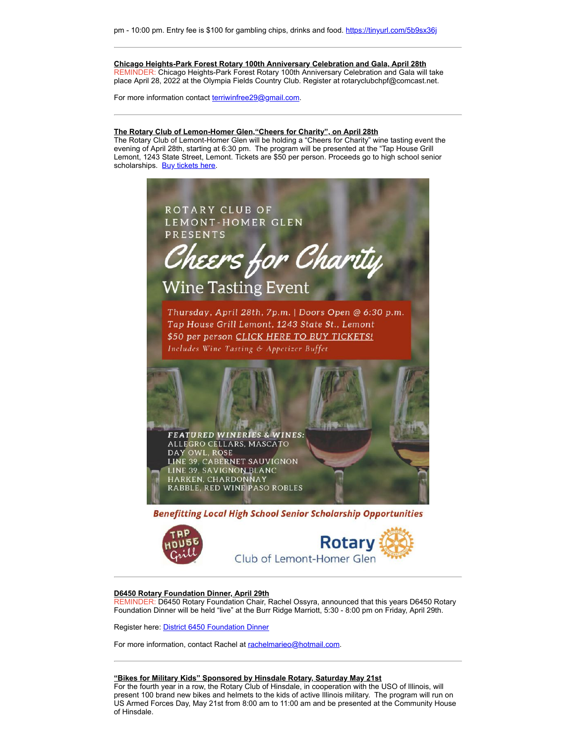pm - 10:00 pm. Entry fee is $100 for gambling chips, drinks and food. https://tinyurl.com/5b9sx36j

---

**Chicago Heights-Park Forest Rotary 100th Anniversary Celebration and Gala, April 28th**

REMINDER: Chicago Heights-Park Forest Rotary 100th Anniversary Celebration and Gala will take place April 28, 2022 at the Olympia Fields Country Club. Register at rotaryclubchpf@comcast.net.

For more information contact terriwinfree29@gmail.com.

---

**The Rotary Club of Lemon-Homer Glen,"Cheers for Charity", on April 28th**

The Rotary Club of Lemont-Homer Glen will be holding a "Cheers for Charity" wine tasting event the evening of April 28th, starting at 6:30 pm. The program will be presented at the "Tap House Grill Lemont, 1243 State Street, Lemont. Tickets are $50 per person. Proceeds go to high school senior scholarships. Buy tickets here.

ROTARY CLUB OF LEMONT-HOMER GLEN PRESENTS

*Cheers for Charity*

Wine Tasting Event

Thursday, April 28th, 7p.m. | Doors Open @ 6:30 p.m.
Tap House Grill Lemont, 1243 State St., Lemont
$50 per person CLICK HERE TO BUY TICKETS!
Includes Wine Tasting & Appetizer Buffet

FEATURED WINERIES & WINES:
ALLEGRO CELLARS, MASCATO
DAY OWL, ROSE
LINE 39, CABERNET SAUVIGNON
LINE 39, SAVIGNON BLANC
HARKEN, CHARDONNAY
RABBLE, RED WINE PASO ROBLES

*Benefitting Local High School Senior Scholarship Opportunities*

Tap House Grill

Rotary Club of Lemont-Homer Glen

---

**D6450 Rotary Foundation Dinner, April 29th**

REMINDER: D6450 Rotary Foundation Chair, Rachel Ossyra, announced that this years D6450 Rotary Foundation Dinner will be held "live" at the Burr Ridge Marriott, 5:30 - 8:00 pm on Friday, April 29th.

Register here: District 6450 Foundation Dinner

For more information, contact Rachel at rachelmarieo@hotmail.com.

---

**"Bikes for Military Kids" Sponsored by Hinsdale Rotary, Saturday May 21st**

For the fourth year in a row, the Rotary Club of Hinsdale, in cooperation with the USO of Illinois, will present 100 brand new bikes and helmets to the kids of active Illinois military. The program will run on US Armed Forces Day, May 21st from 8:00 am to 11:00 am and be presented at the Community House of Hinsdale.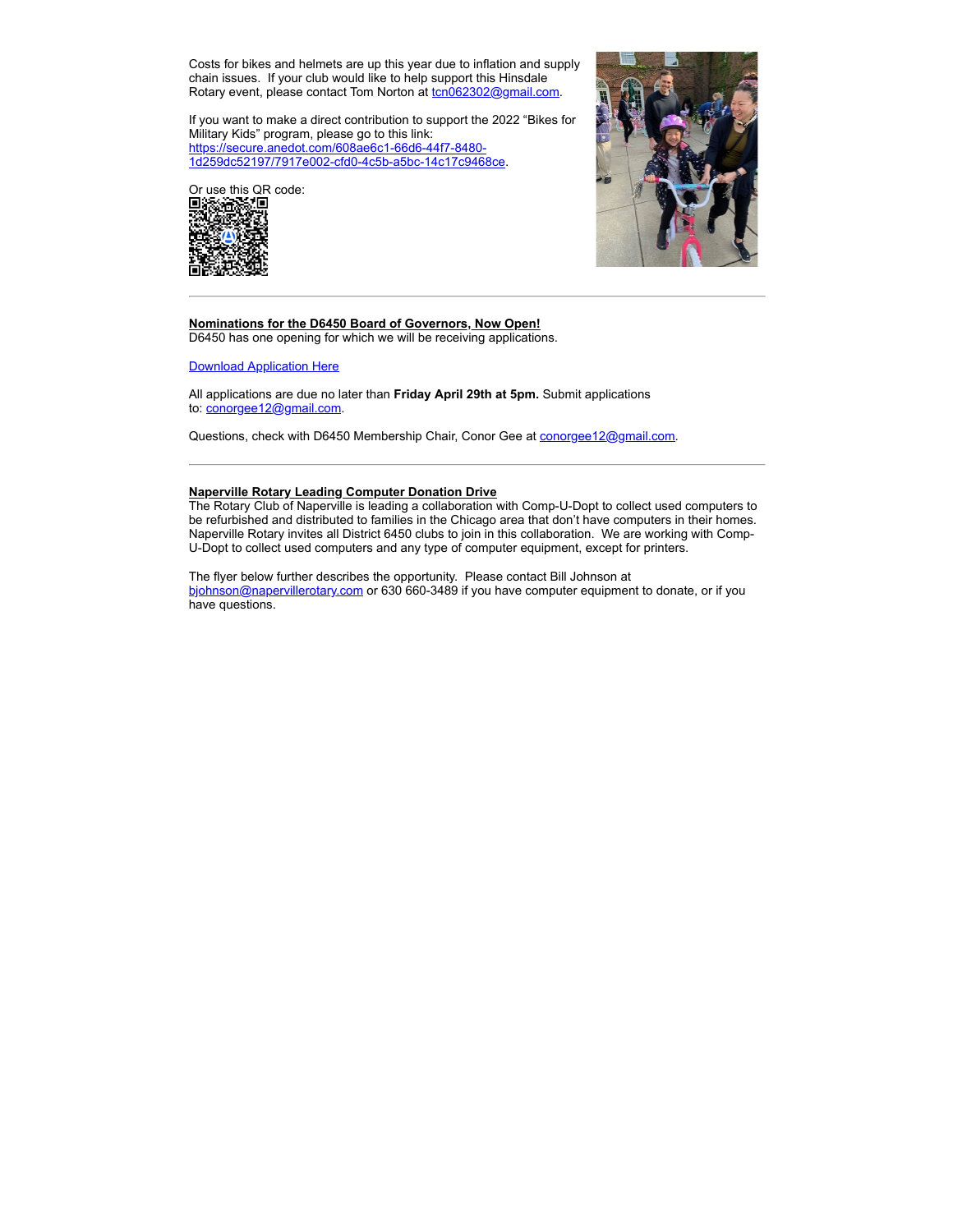Costs for bikes and helmets are up this year due to inflation and supply chain issues. If your club would like to help support this Hinsdale Rotary event, please contact Tom Norton at tcn062302@gmail.com.

If you want to make a direct contribution to support the 2022 "Bikes for Military Kids" program, please go to this link: https://secure.anedot.com/608ae6c1-66d6-44f7-8480-1d259dc52197/7917e002-cfd0-4c5b-a5bc-14c17c9468ce.

Or use this QR code:

---

**Nominations for the D6450 Board of Governors, Now Open!**

D6450 has one opening for which we will be receiving applications.

Download Application Here

All applications are due no later than **Friday April 29th at 5pm.** Submit applications to: conorgee12@gmail.com.

Questions, check with D6450 Membership Chair, Conor Gee at conorgee12@gmail.com.

---

**Naperville Rotary Leading Computer Donation Drive**

The Rotary Club of Naperville is leading a collaboration with Comp-U-Dopt to collect used computers to be refurbished and distributed to families in the Chicago area that don't have computers in their homes. Naperville Rotary invites all District 6450 clubs to join in this collaboration. We are working with Comp-U-Dopt to collect used computers and any type of computer equipment, except for printers.

The flyer below further describes the opportunity. Please contact Bill Johnson at bjohnson@napervillerotary.com or 630 660-3489 if you have computer equipment to donate, or if you have questions.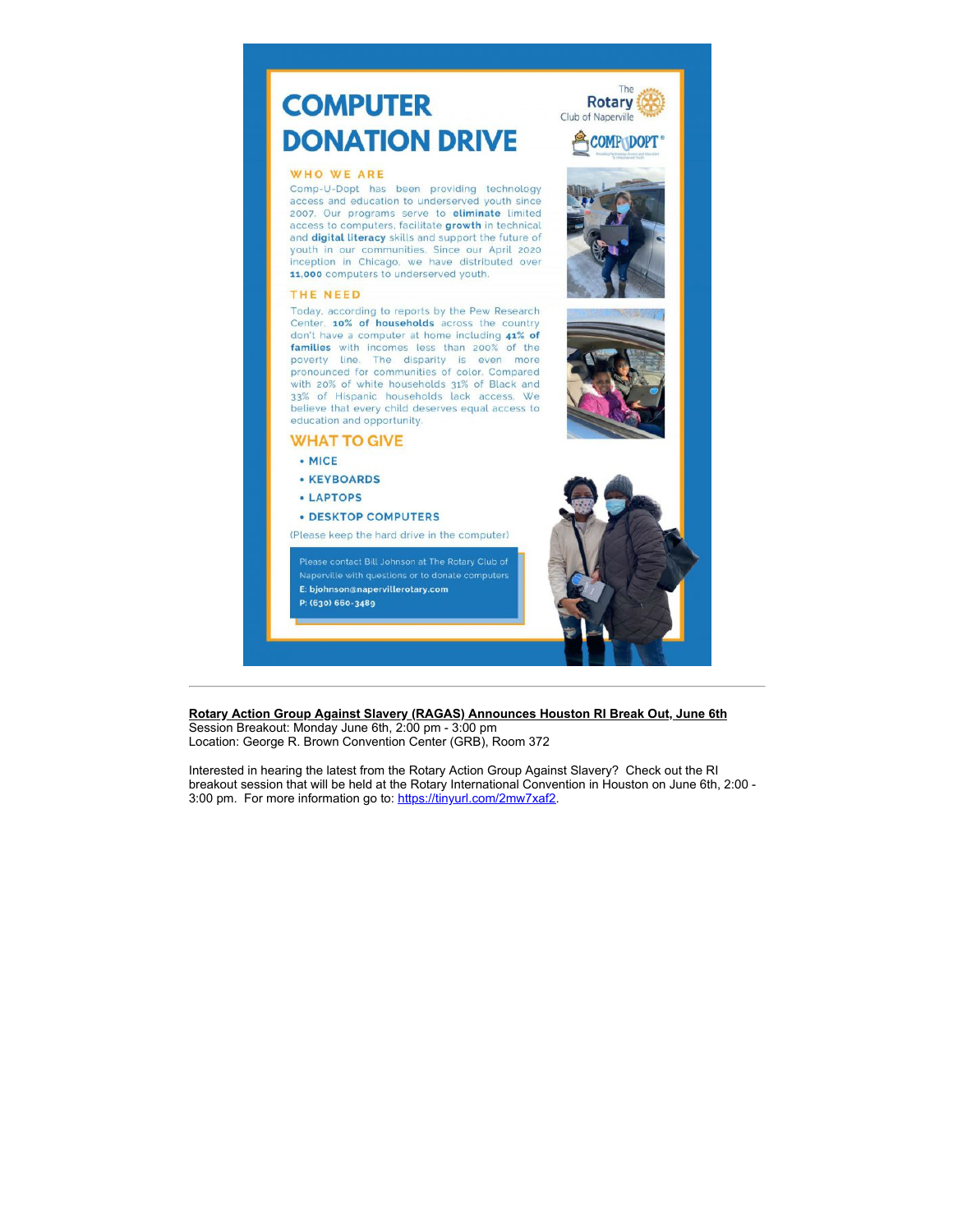# COMPUTER DONATION DRIVE

The Rotary Club of Naperville

COMP-U-DOPT®

### WHO WE ARE

Comp-U-Dopt has been providing technology access and education to underserved youth since 2007. Our programs serve to **eliminate** limited access to computers, facilitate **growth** in technical and **digital literacy** skills and support the future of youth in our communities. Since our April 2020 inception in Chicago, we have distributed over **11,000** computers to underserved youth.

### THE NEED

Today, according to reports by the Pew Research Center, **10% of households** across the country don't have a computer at home including **41% of families** with incomes less than 200% of the poverty line. The disparity is even more pronounced for communities of color. Compared with 20% of white households 31% of Black and 33% of Hispanic households lack access. We believe that every child deserves equal access to education and opportunity.

### WHAT TO GIVE

- MICE
- KEYBOARDS
- LAPTOPS
- DESKTOP COMPUTERS

(Please keep the hard drive in the computer)

Please contact Bill Johnson at The Rotary Club of Naperville with questions or to donate computers
E: bjohnson@napervillerotary.com
P: (630) 660-3489

---

**Rotary Action Group Against Slavery (RAGAS) Announces Houston RI Break Out, June 6th**
Session Breakout: Monday June 6th, 2:00 pm - 3:00 pm
Location: George R. Brown Convention Center (GRB), Room 372

Interested in hearing the latest from the Rotary Action Group Against Slavery? Check out the RI breakout session that will be held at the Rotary International Convention in Houston on June 6th, 2:00 - 3:00 pm. For more information go to: https://tinyurl.com/2mw7xaf2.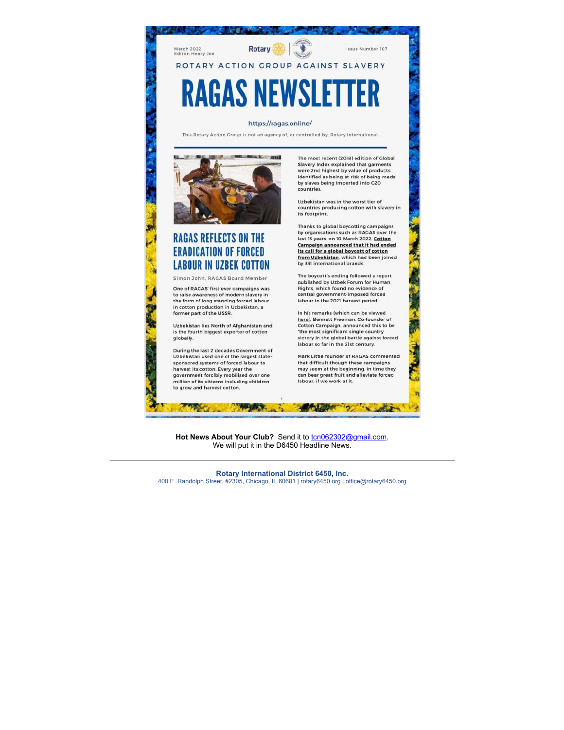March 2022
Editor: Henry Joe

Issue Number 107

ROTARY ACTION GROUP AGAINST SLAVERY

# RAGAS NEWSLETTER

https://ragas.online/

This Rotary Action Group is not an agency of, or controlled by, Rotary International.

## RAGAS REFLECTS ON THE ERADICATION OF FORCED LABOUR IN UZBEK COTTON

Simon John, RAGAS Board Member

One of RAGAS' first ever campaigns was to raise awareness of modern slavery in the form of long standing forced labour in cotton production in Uzbekistan, a former part of the USSR.

Uzbekistan lies North of Afghanistan and is the fourth biggest exporter of cotton globally.

During the last 2 decades Government of Uzbekistan used one of the largest state-sponsored systems of forced labour to harvest its cotton. Every year the government forcibly mobilised over one million of its citizens including children to grow and harvest cotton.

The most recent (2018) edition of Global Slavery Index explained that garments were 2nd highest by value of products identified as being at risk of being made by slaves being imported into G20 countries.

Uzbekistan was in the worst tier of countries producing cotton with slavery in its footprint.

Thanks to global boycotting campaigns by organisations such as RAGAS over the last 13 years, on 10 March 2022, **Cotton Campaign announced that it had ended its call for a global boycott of cotton from Uzbekistan**, which had been joined by 331 international brands.

The boycott's ending followed a report published by Uzbek Forum for Human Rights, which found no evidence of central government-imposed forced labour in the 2021 harvest period.

In his remarks (which can be viewed here), Bennett Freeman, Co-founder of Cotton Campaign, announced this to be "the most significant single country victory in the global battle against forced labour so far in the 21st century.

Mark Little founder of RAGAS commented that difficult though these campaigns may seem at the beginning, in time they can bear great fruit and alleviate forced labour, if we work at it.

**Hot News About Your Club?** Send it to tcn062302@gmail.com.
We will put it in the D6450 Headline News.

---

**Rotary International District 6450, Inc.**
400 E. Randolph Street, #2305, Chicago, IL 60601 | rotary6450.org | office@rotary6450.org